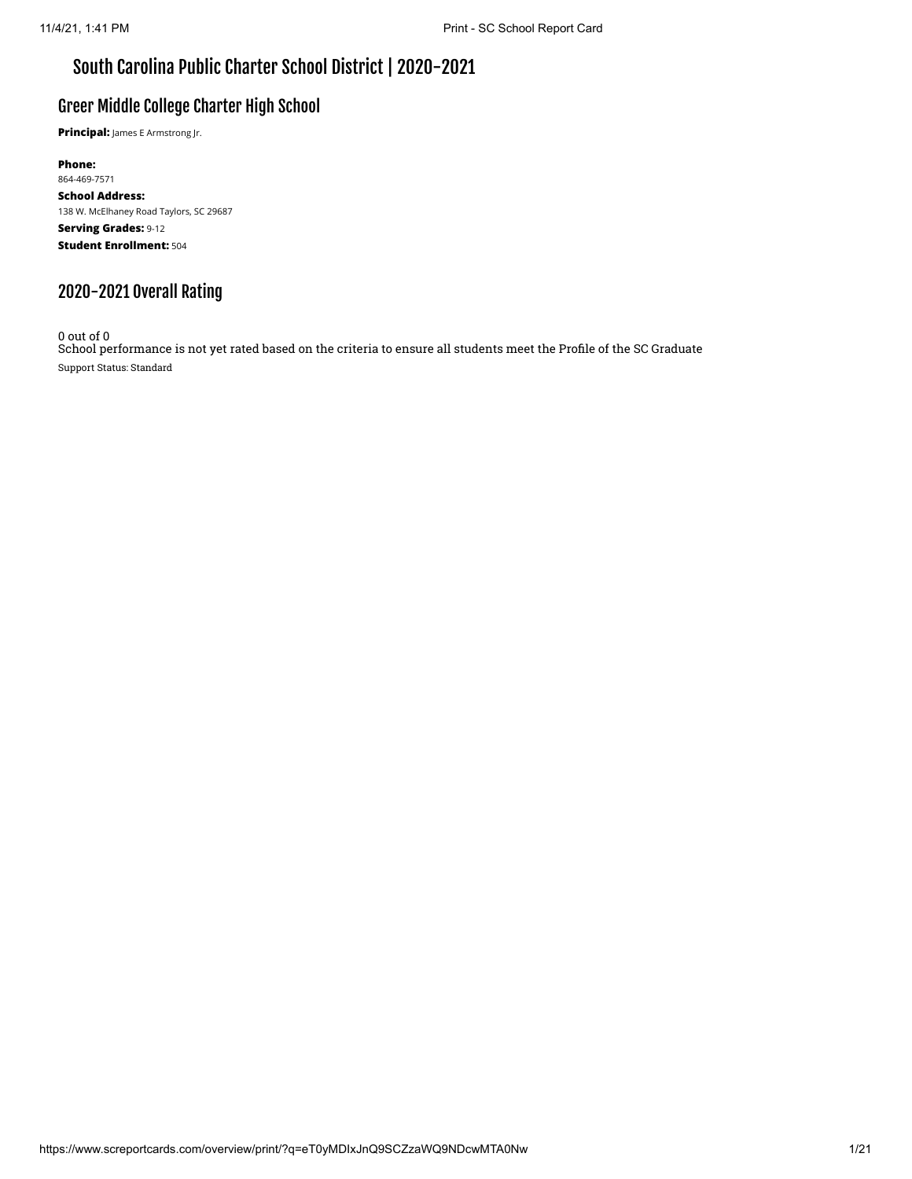# South Carolina Public Charter School District | 2020-2021

## Greer Middle College Charter High School

**Principal:** James E Armstrong Jr.

**Phone:**
864-469-7571

**School Address:**
138 W. McElhaney Road Taylors, SC 29687

**Serving Grades:** 9-12

**Student Enrollment:** 504

## 2020-2021 Overall Rating

0 out of 0
School performance is not yet rated based on the criteria to ensure all students meet the Profile of the SC Graduate

Support Status: Standard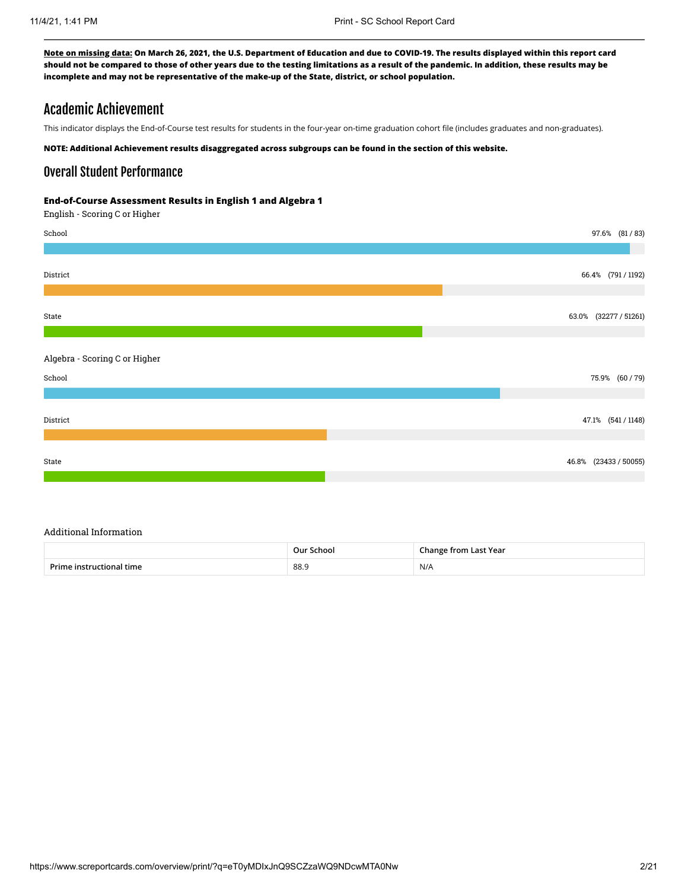**Note on missing data: On March 26, 2021, the U.S. Department of Education and due to COVID-19. The results displayed within this report card should not be compared to those of other years due to the testing limitations as a result of the pandemic. In addition, these results may be incomplete and may not be representative of the make-up of the State, district, or school population.**

# Academic Achievement

This indicator displays the End-of-Course test results for students in the four-year on-time graduation cohort file (includes graduates and non-graduates).

**NOTE: Additional Achievement results disaggregated across subgroups can be found in the section of this website.**

## Overall Student Performance

### End-of-Course Assessment Results in English 1 and Algebra 1

English - Scoring C or Higher

School 97.6% (81 / 83)

District 66.4% (791 / 1192)

State 63.0% (32277 / 51261)

Algebra - Scoring C or Higher

School 75.9% (60 / 79)

District 47.1% (541 / 1148)

State 46.8% (23433 / 50055)

Additional Information

| | Our School | Change from Last Year |
|---|---|---|
| Prime instructional time | 88.9 | N/A |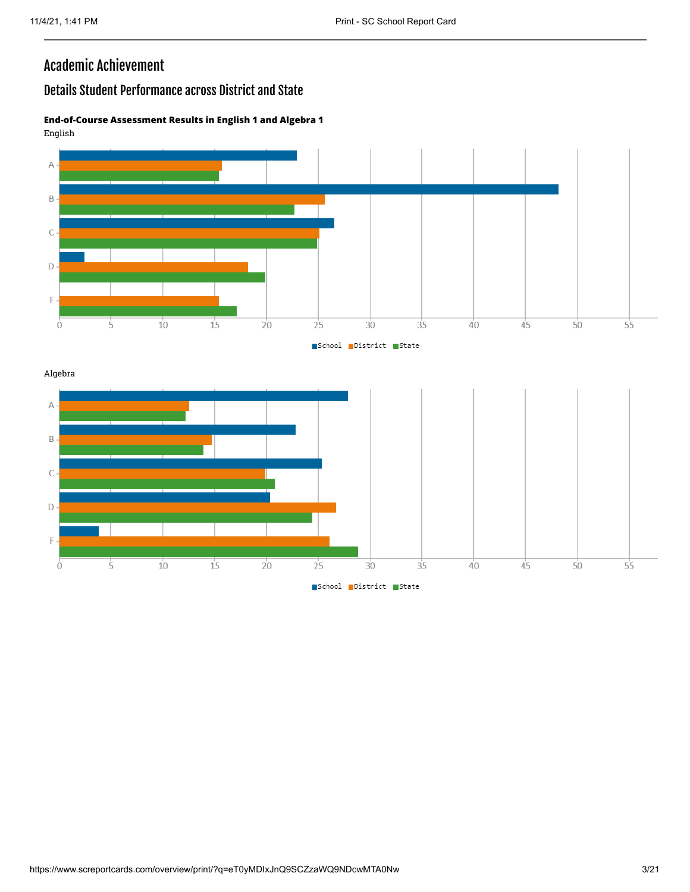# Academic Achievement

## Details Student Performance across District and State

**End-of-Course Assessment Results in English 1 and Algebra 1**

English

A, B, C, D, F

0 5 10 15 20 25 30 35 40 45 50 55

School District State

Algebra

A, B, C, D, F

0 5 10 15 20 25 30 35 40 45 50 55

School District State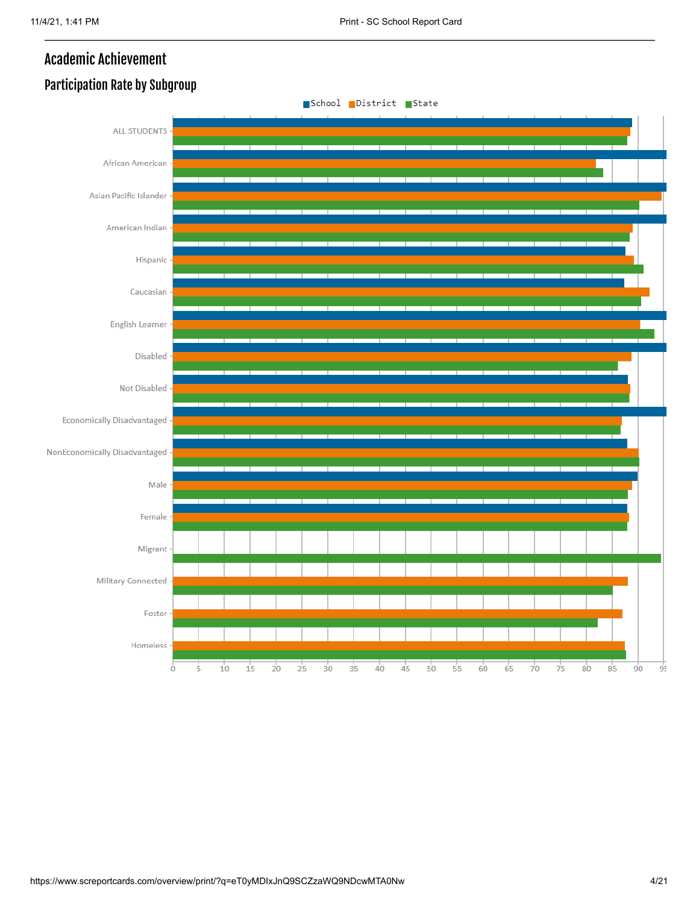# Academic Achievement

## Participation Rate by Subgroup

School / District / State

- ALL STUDENTS
- African American
- Asian Pacific Islander
- American Indian
- Hispanic
- Caucasian
- English Learner
- Disabled
- Not Disabled
- Economically Disadvantaged
- NonEconomically Disadvantaged
- Male
- Female
- Migrant
- Military Connected
- Foster
- Homeless

0 5 10 15 20 25 30 35 40 45 50 55 60 65 70 75 80 85 90 95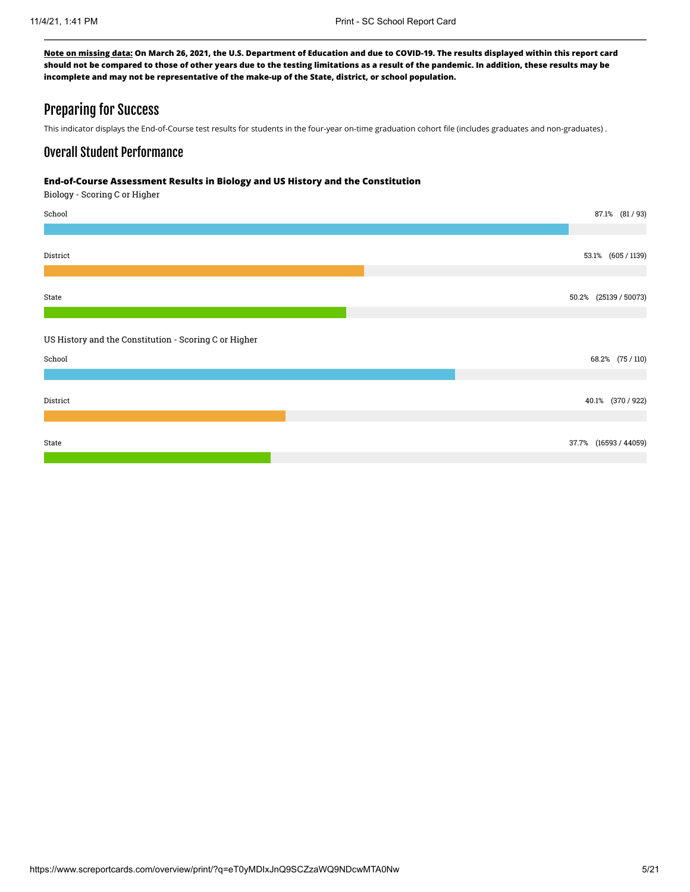**Note on missing data:** **On March 26, 2021, the U.S. Department of Education and due to COVID-19. The results displayed within this report card should not be compared to those of other years due to the testing limitations as a result of the pandemic. In addition, these results may be incomplete and may not be representative of the make-up of the State, district, or school population.**

## Preparing for Success

This indicator displays the End-of-Course test results for students in the four-year on-time graduation cohort file (includes graduates and non-graduates) .

## Overall Student Performance

### End-of-Course Assessment Results in Biology and US History and the Constitution

Biology - Scoring C or Higher

| | Percent | Count |
|---|---|---|
| School | 87.1% | (81 / 93) |
| District | 53.1% | (605 / 1139) |
| State | 50.2% | (25139 / 50073) |

US History and the Constitution - Scoring C or Higher

| | Percent | Count |
|---|---|---|
| School | 68.2% | (75 / 110) |
| District | 40.1% | (370 / 922) |
| State | 37.7% | (16593 / 44059) |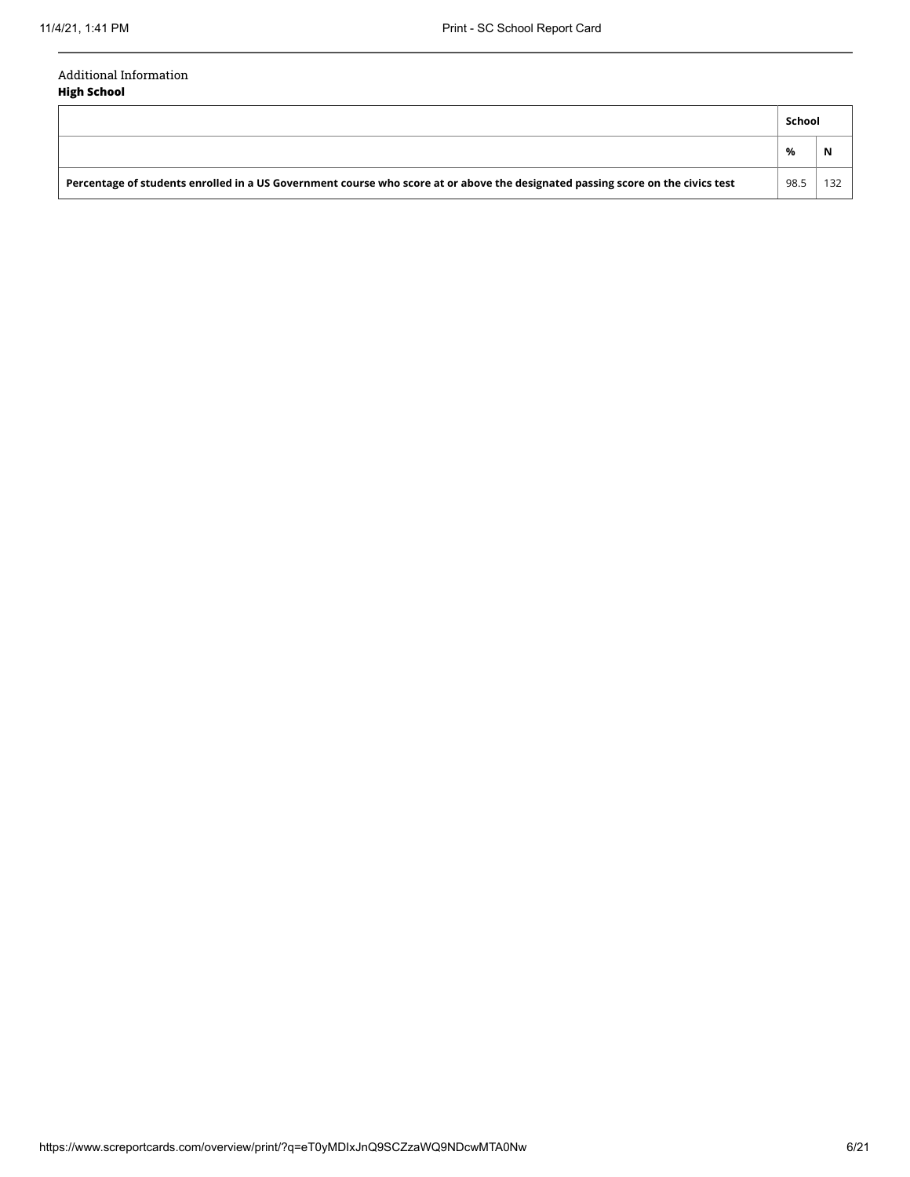Additional Information

**High School**

| | School | |
|---|---|---|
| | % | N |
| **Percentage of students enrolled in a US Government course who score at or above the designated passing score on the civics test** | 98.5 | 132 |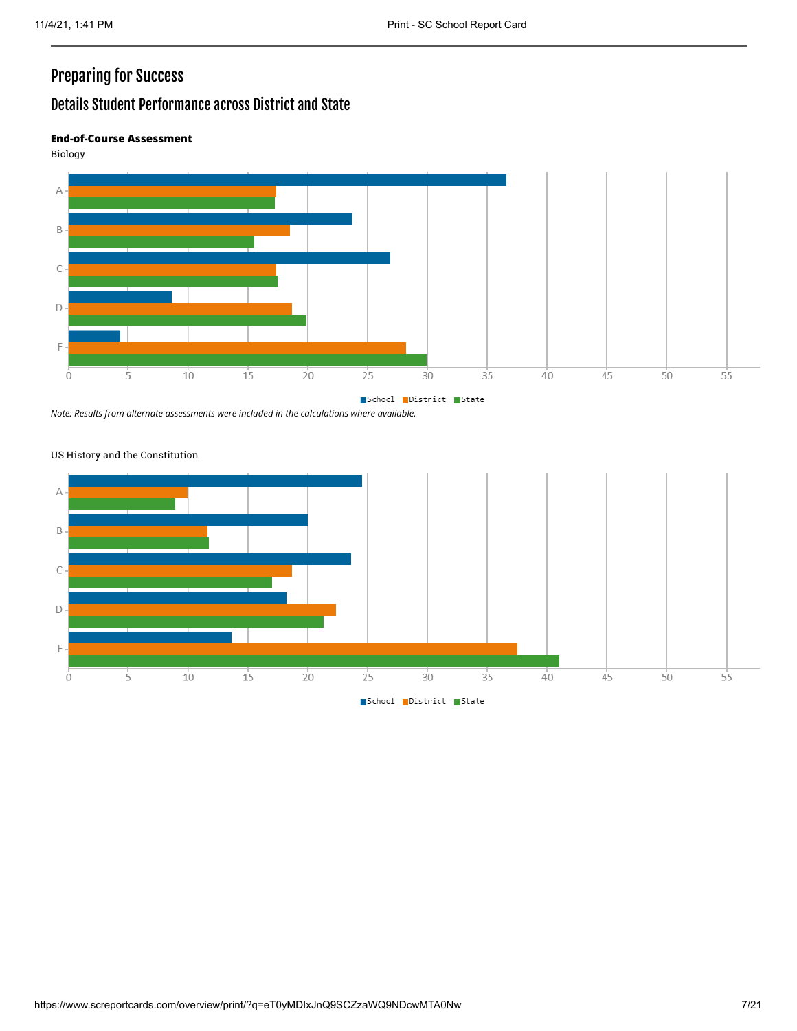# Preparing for Success

## Details Student Performance across District and State

**End-of-Course Assessment**

Biology

Note: Results from alternate assessments were included in the calculations where available.

US History and the Constitution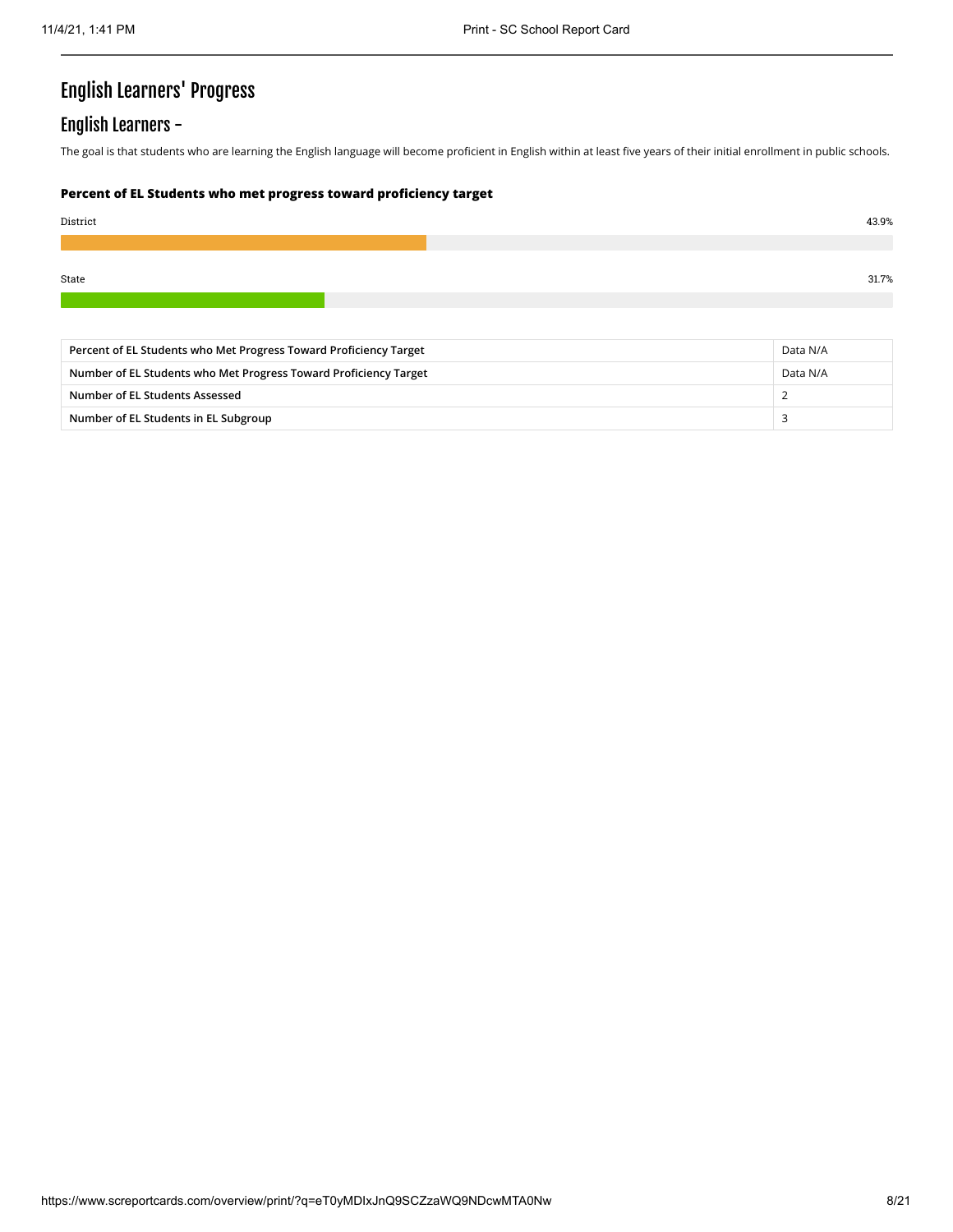# English Learners' Progress

## English Learners -

The goal is that students who are learning the English language will become proficient in English within at least five years of their initial enrollment in public schools.

**Percent of EL Students who met progress toward proficiency target**

District 43.9%

State 31.7%

| Percent of EL Students who Met Progress Toward Proficiency Target | Data N/A |
|---|---|
| Number of EL Students who Met Progress Toward Proficiency Target | Data N/A |
| Number of EL Students Assessed | 2 |
| Number of EL Students in EL Subgroup | 3 |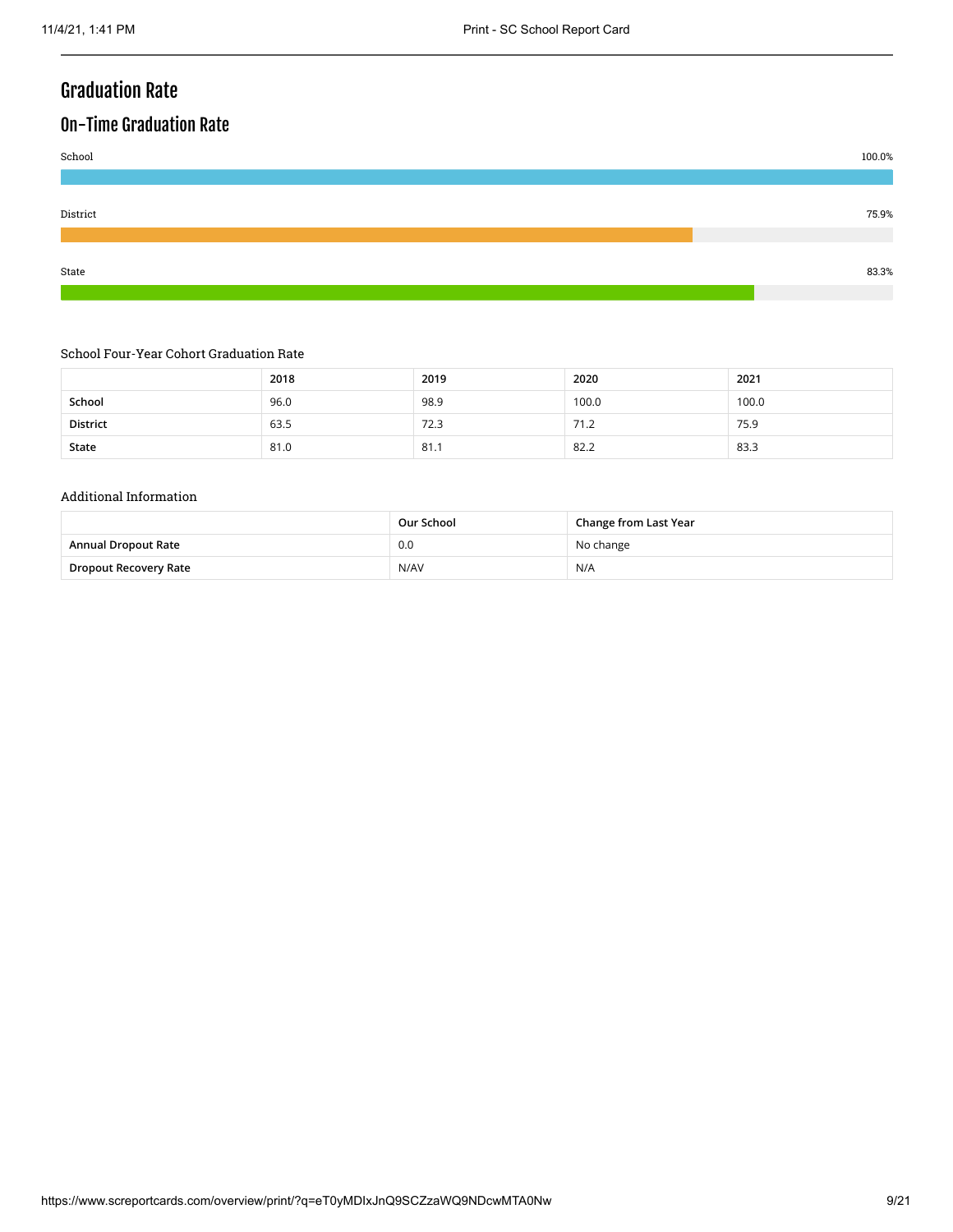# Graduation Rate

## On-Time Graduation Rate

School 100.0%

District 75.9%

State 83.3%

School Four-Year Cohort Graduation Rate

| | 2018 | 2019 | 2020 | 2021 |
|---|---|---|---|---|
| **School** | 96.0 | 98.9 | 100.0 | 100.0 |
| **District** | 63.5 | 72.3 | 71.2 | 75.9 |
| **State** | 81.0 | 81.1 | 82.2 | 83.3 |

Additional Information

| | Our School | Change from Last Year |
|---|---|---|
| **Annual Dropout Rate** | 0.0 | No change |
| **Dropout Recovery Rate** | N/AV | N/A |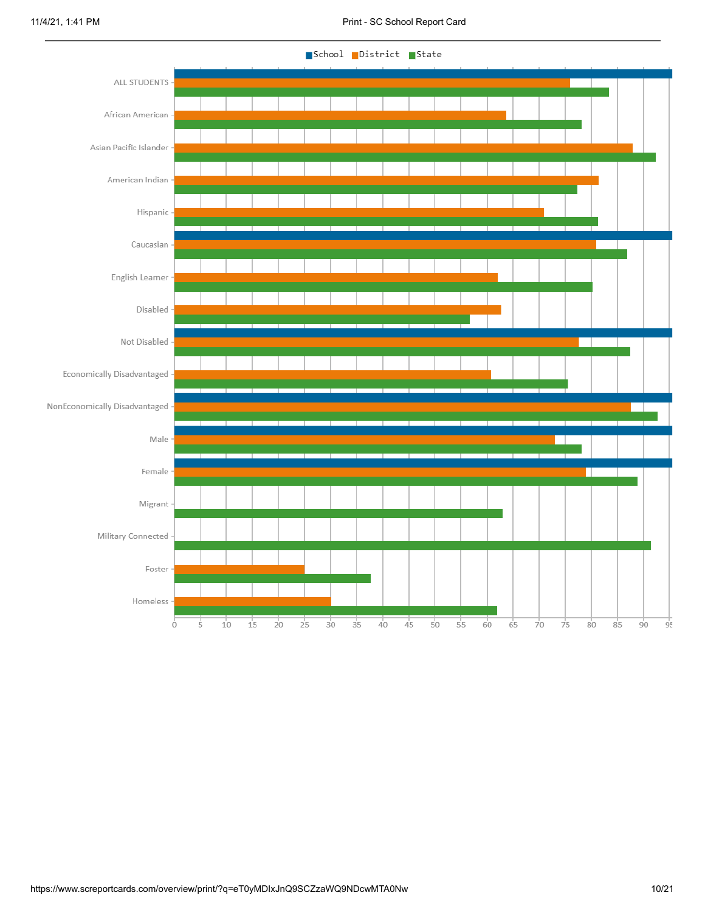■School ■District ■State

ALL STUDENTS

African American

Asian Pacific Islander

American Indian

Hispanic

Caucasian

English Learner

Disabled

Not Disabled

Economically Disadvantaged

NonEconomically Disadvantaged

Male

Female

Migrant

Military Connected

Foster

Homeless

0 5 10 15 20 25 30 35 40 45 50 55 60 65 70 75 80 85 90 95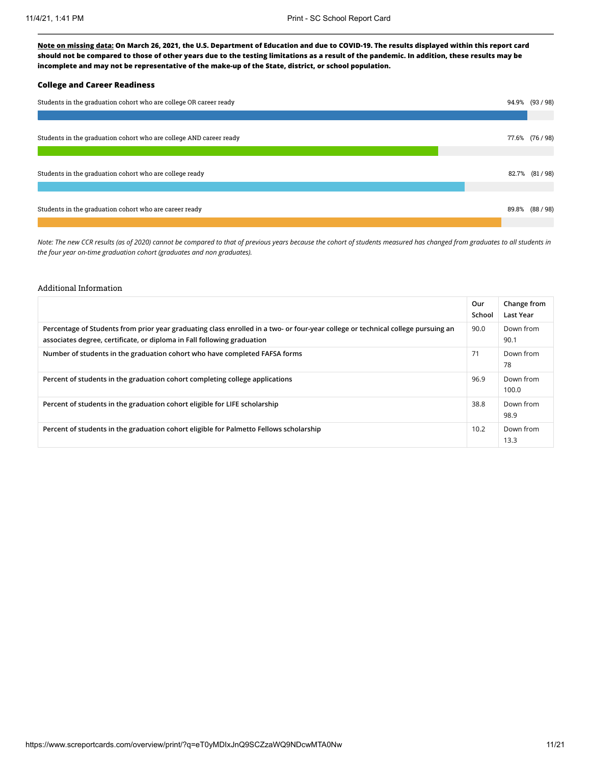**Note on missing data: On March 26, 2021, the U.S. Department of Education and due to COVID-19. The results displayed within this report card should not be compared to those of other years due to the testing limitations as a result of the pandemic. In addition, these results may be incomplete and may not be representative of the make-up of the State, district, or school population.**

### College and Career Readiness

Students in the graduation cohort who are college OR career ready — 94.9% (93 / 98)

Students in the graduation cohort who are college AND career ready — 77.6% (76 / 98)

Students in the graduation cohort who are college ready — 82.7% (81 / 98)

Students in the graduation cohort who are career ready — 89.8% (88 / 98)

*Note: The new CCR results (as of 2020) cannot be compared to that of previous years because the cohort of students measured has changed from graduates to all students in the four year on-time graduation cohort (graduates and non graduates).*

### Additional Information

| | Our School | Change from Last Year |
|---|---|---|
| Percentage of Students from prior year graduating class enrolled in a two- or four-year college or technical college pursuing an associates degree, certificate, or diploma in Fall following graduation | 90.0 | Down from 90.1 |
| Number of students in the graduation cohort who have completed FAFSA forms | 71 | Down from 78 |
| Percent of students in the graduation cohort completing college applications | 96.9 | Down from 100.0 |
| Percent of students in the graduation cohort eligible for LIFE scholarship | 38.8 | Down from 98.9 |
| Percent of students in the graduation cohort eligible for Palmetto Fellows scholarship | 10.2 | Down from 13.3 |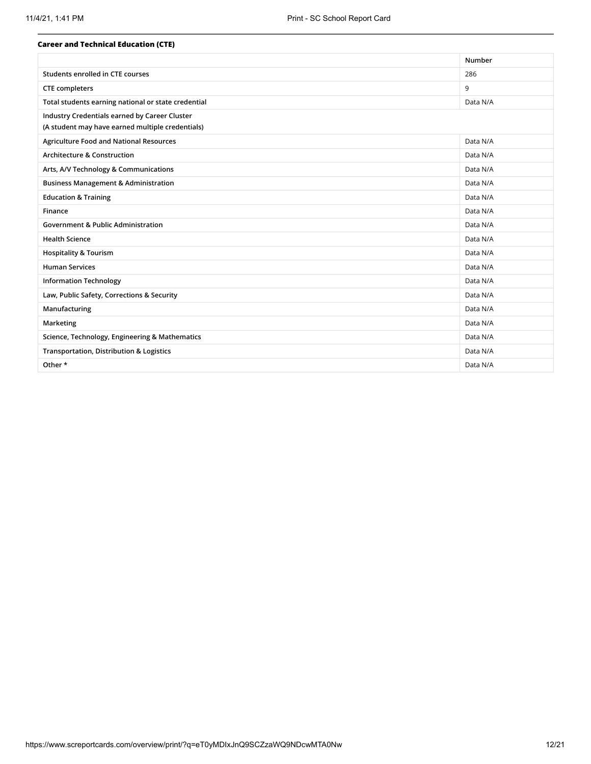**Career and Technical Education (CTE)**

| | Number |
|---|---|
| Students enrolled in CTE courses | 286 |
| CTE completers | 9 |
| Total students earning national or state credential | Data N/A |
| Industry Credentials earned by Career Cluster (A student may have earned multiple credentials) | |
| Agriculture Food and National Resources | Data N/A |
| Architecture & Construction | Data N/A |
| Arts, A/V Technology & Communications | Data N/A |
| Business Management & Administration | Data N/A |
| Education & Training | Data N/A |
| Finance | Data N/A |
| Government & Public Administration | Data N/A |
| Health Science | Data N/A |
| Hospitality & Tourism | Data N/A |
| Human Services | Data N/A |
| Information Technology | Data N/A |
| Law, Public Safety, Corrections & Security | Data N/A |
| Manufacturing | Data N/A |
| Marketing | Data N/A |
| Science, Technology, Engineering & Mathematics | Data N/A |
| Transportation, Distribution & Logistics | Data N/A |
| Other * | Data N/A |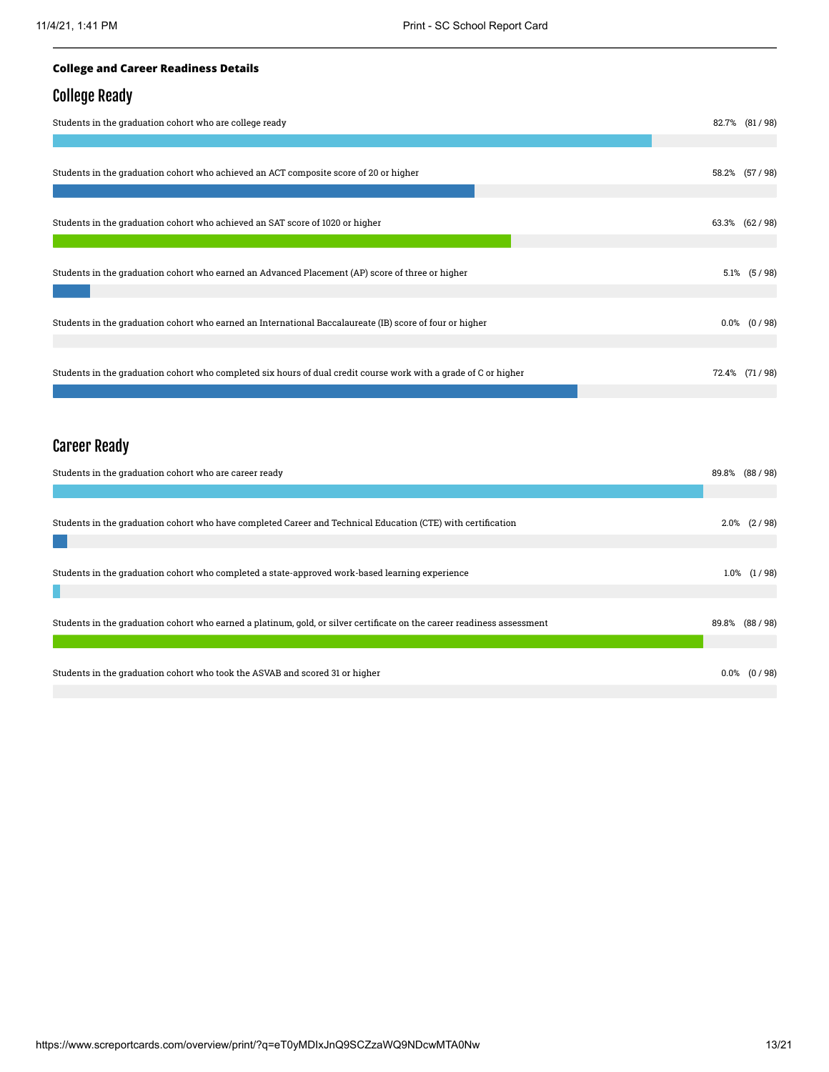**College and Career Readiness Details**

## College Ready

| Measure | Percent | Count |
|---|---|---|
| Students in the graduation cohort who are college ready | 82.7% | (81 / 98) |
| Students in the graduation cohort who achieved an ACT composite score of 20 or higher | 58.2% | (57 / 98) |
| Students in the graduation cohort who achieved an SAT score of 1020 or higher | 63.3% | (62 / 98) |
| Students in the graduation cohort who earned an Advanced Placement (AP) score of three or higher | 5.1% | (5 / 98) |
| Students in the graduation cohort who earned an International Baccalaureate (IB) score of four or higher | 0.0% | (0 / 98) |
| Students in the graduation cohort who completed six hours of dual credit course work with a grade of C or higher | 72.4% | (71 / 98) |

## Career Ready

| Measure | Percent | Count |
|---|---|---|
| Students in the graduation cohort who are career ready | 89.8% | (88 / 98) |
| Students in the graduation cohort who have completed Career and Technical Education (CTE) with certification | 2.0% | (2 / 98) |
| Students in the graduation cohort who completed a state-approved work-based learning experience | 1.0% | (1 / 98) |
| Students in the graduation cohort who earned a platinum, gold, or silver certificate on the career readiness assessment | 89.8% | (88 / 98) |
| Students in the graduation cohort who took the ASVAB and scored 31 or higher | 0.0% | (0 / 98) |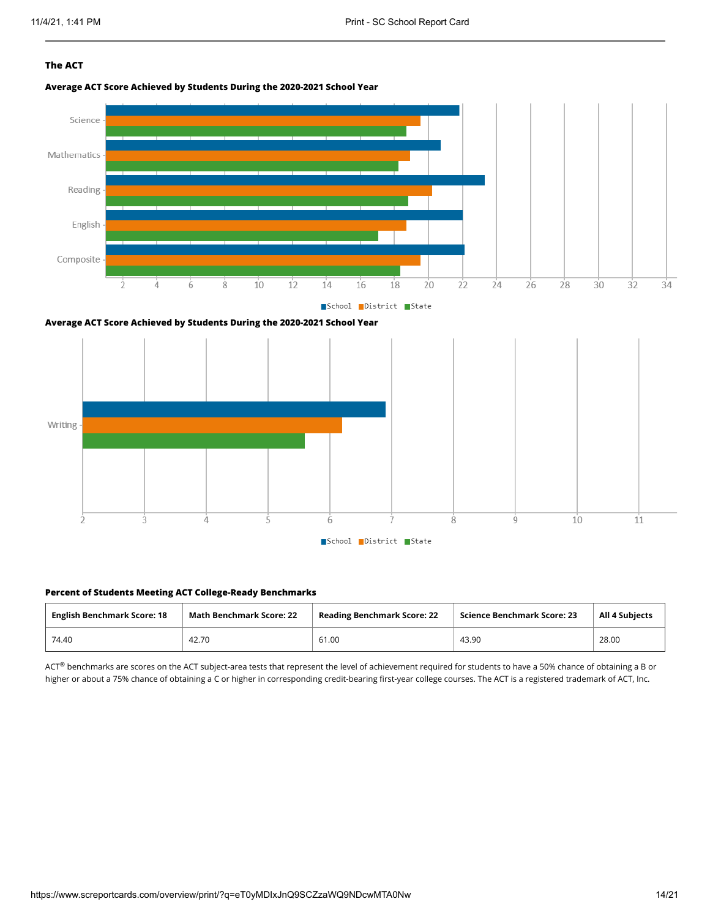### The ACT

**Average ACT Score Achieved by Students During the 2020-2021 School Year**

**Average ACT Score Achieved by Students During the 2020-2021 School Year**

**Percent of Students Meeting ACT College-Ready Benchmarks**

| English Benchmark Score: 18 | Math Benchmark Score: 22 | Reading Benchmark Score: 22 | Science Benchmark Score: 23 | All 4 Subjects |
|---|---|---|---|---|
| 74.40 | 42.70 | 61.00 | 43.90 | 28.00 |

ACT® benchmarks are scores on the ACT subject-area tests that represent the level of achievement required for students to have a 50% chance of obtaining a B or higher or about a 75% chance of obtaining a C or higher in corresponding credit-bearing first-year college courses. The ACT is a registered trademark of ACT, Inc.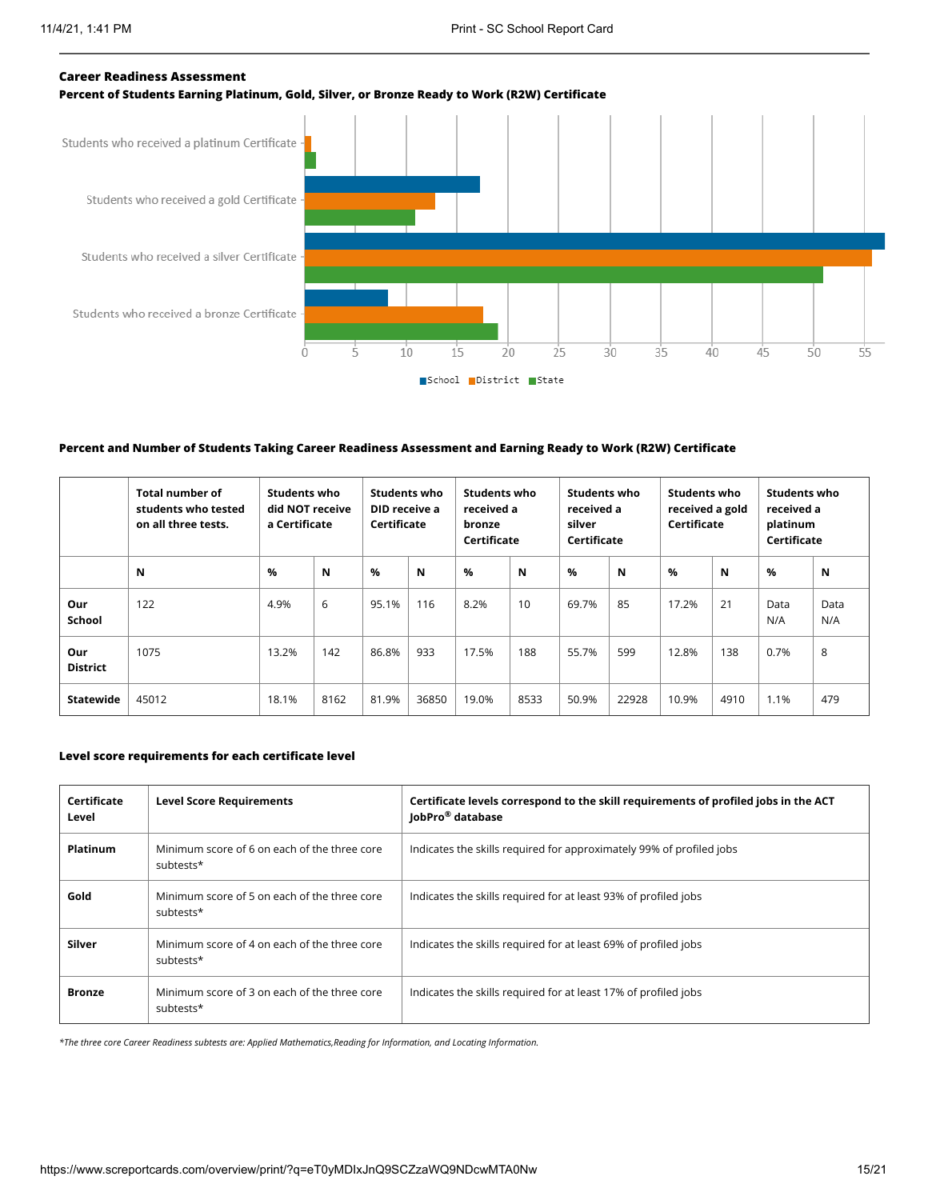**Career Readiness Assessment**

**Percent of Students Earning Platinum, Gold, Silver, or Bronze Ready to Work (R2W) Certificate**

**Percent and Number of Students Taking Career Readiness Assessment and Earning Ready to Work (R2W) Certificate**

| | Total number of students who tested on all three tests. | Students who did NOT receive a Certificate | | Students who DID receive a Certificate | | Students who received a bronze Certificate | | Students who received a silver Certificate | | Students who received a gold Certificate | | Students who received a platinum Certificate | |
|---|---|---|---|---|---|---|---|---|---|---|---|---|---|
| | **N** | **%** | **N** | **%** | **N** | **%** | **N** | **%** | **N** | **%** | **N** | **%** | **N** |
| **Our School** | 122 | 4.9% | 6 | 95.1% | 116 | 8.2% | 10 | 69.7% | 85 | 17.2% | 21 | Data N/A | Data N/A |
| **Our District** | 1075 | 13.2% | 142 | 86.8% | 933 | 17.5% | 188 | 55.7% | 599 | 12.8% | 138 | 0.7% | 8 |
| **Statewide** | 45012 | 18.1% | 8162 | 81.9% | 36850 | 19.0% | 8533 | 50.9% | 22928 | 10.9% | 4910 | 1.1% | 479 |

**Level score requirements for each certificate level**

| Certificate Level | Level Score Requirements | Certificate levels correspond to the skill requirements of profiled jobs in the ACT JobPro® database |
|---|---|---|
| **Platinum** | Minimum score of 6 on each of the three core subtests* | Indicates the skills required for approximately 99% of profiled jobs |
| **Gold** | Minimum score of 5 on each of the three core subtests* | Indicates the skills required for at least 93% of profiled jobs |
| **Silver** | Minimum score of 4 on each of the three core subtests* | Indicates the skills required for at least 69% of profiled jobs |
| **Bronze** | Minimum score of 3 on each of the three core subtests* | Indicates the skills required for at least 17% of profiled jobs |

*\*The three core Career Readiness subtests are: Applied Mathematics,Reading for Information, and Locating Information.*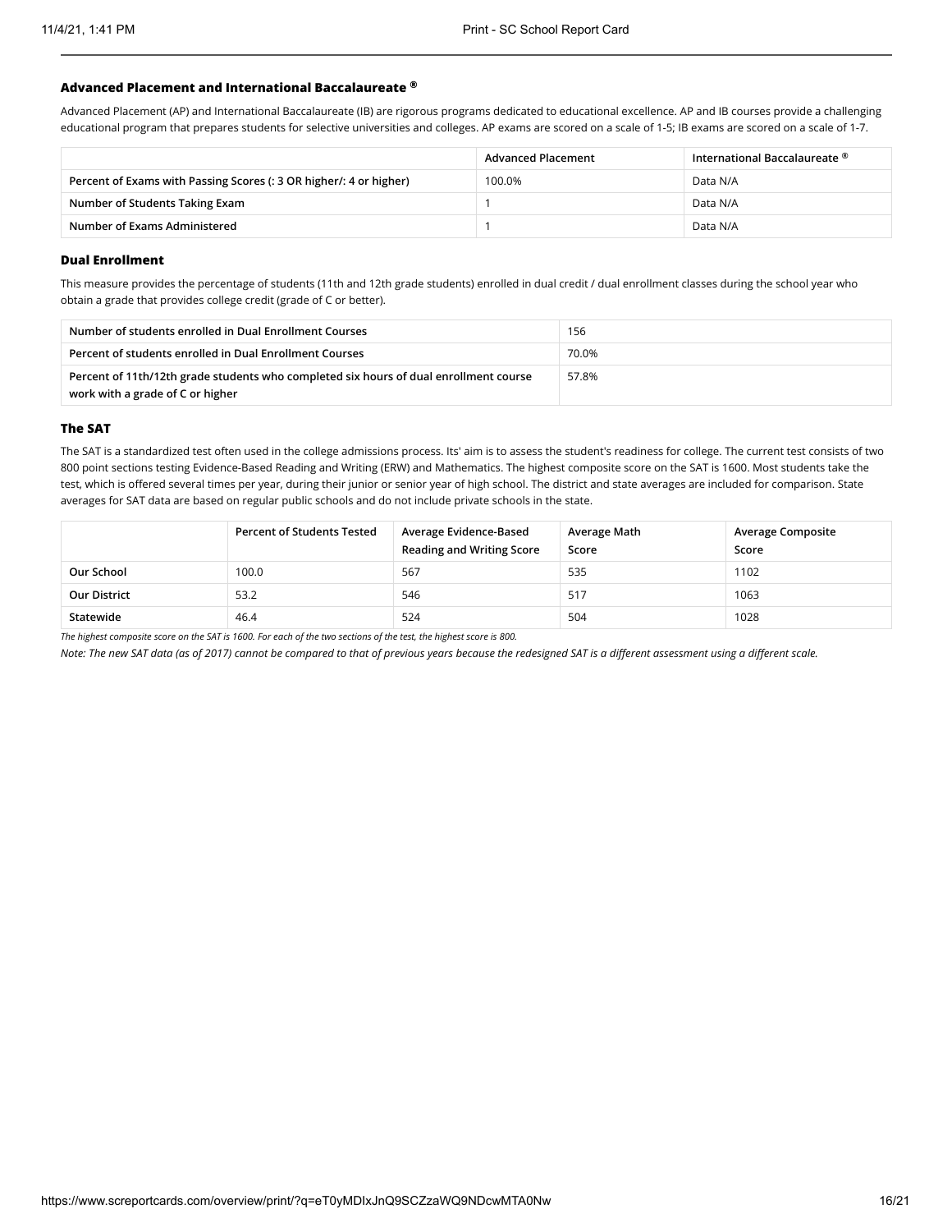### Advanced Placement and International Baccalaureate ®

Advanced Placement (AP) and International Baccalaureate (IB) are rigorous programs dedicated to educational excellence. AP and IB courses provide a challenging educational program that prepares students for selective universities and colleges. AP exams are scored on a scale of 1-5; IB exams are scored on a scale of 1-7.

| | Advanced Placement | International Baccalaureate ® |
|---|---|---|
| Percent of Exams with Passing Scores (: 3 OR higher/: 4 or higher) | 100.0% | Data N/A |
| Number of Students Taking Exam | 1 | Data N/A |
| Number of Exams Administered | 1 | Data N/A |

### Dual Enrollment

This measure provides the percentage of students (11th and 12th grade students) enrolled in dual credit / dual enrollment classes during the school year who obtain a grade that provides college credit (grade of C or better).

| | |
|---|---|
| Number of students enrolled in Dual Enrollment Courses | 156 |
| Percent of students enrolled in Dual Enrollment Courses | 70.0% |
| Percent of 11th/12th grade students who completed six hours of dual enrollment course work with a grade of C or higher | 57.8% |

### The SAT

The SAT is a standardized test often used in the college admissions process. Its' aim is to assess the student's readiness for college. The current test consists of two 800 point sections testing Evidence-Based Reading and Writing (ERW) and Mathematics. The highest composite score on the SAT is 1600. Most students take the test, which is offered several times per year, during their junior or senior year of high school. The district and state averages are included for comparison. State averages for SAT data are based on regular public schools and do not include private schools in the state.

| | Percent of Students Tested | Average Evidence-Based Reading and Writing Score | Average Math Score | Average Composite Score |
|---|---|---|---|---|
| Our School | 100.0 | 567 | 535 | 1102 |
| Our District | 53.2 | 546 | 517 | 1063 |
| Statewide | 46.4 | 524 | 504 | 1028 |

*The highest composite score on the SAT is 1600. For each of the two sections of the test, the highest score is 800.*

*Note: The new SAT data (as of 2017) cannot be compared to that of previous years because the redesigned SAT is a different assessment using a different scale.*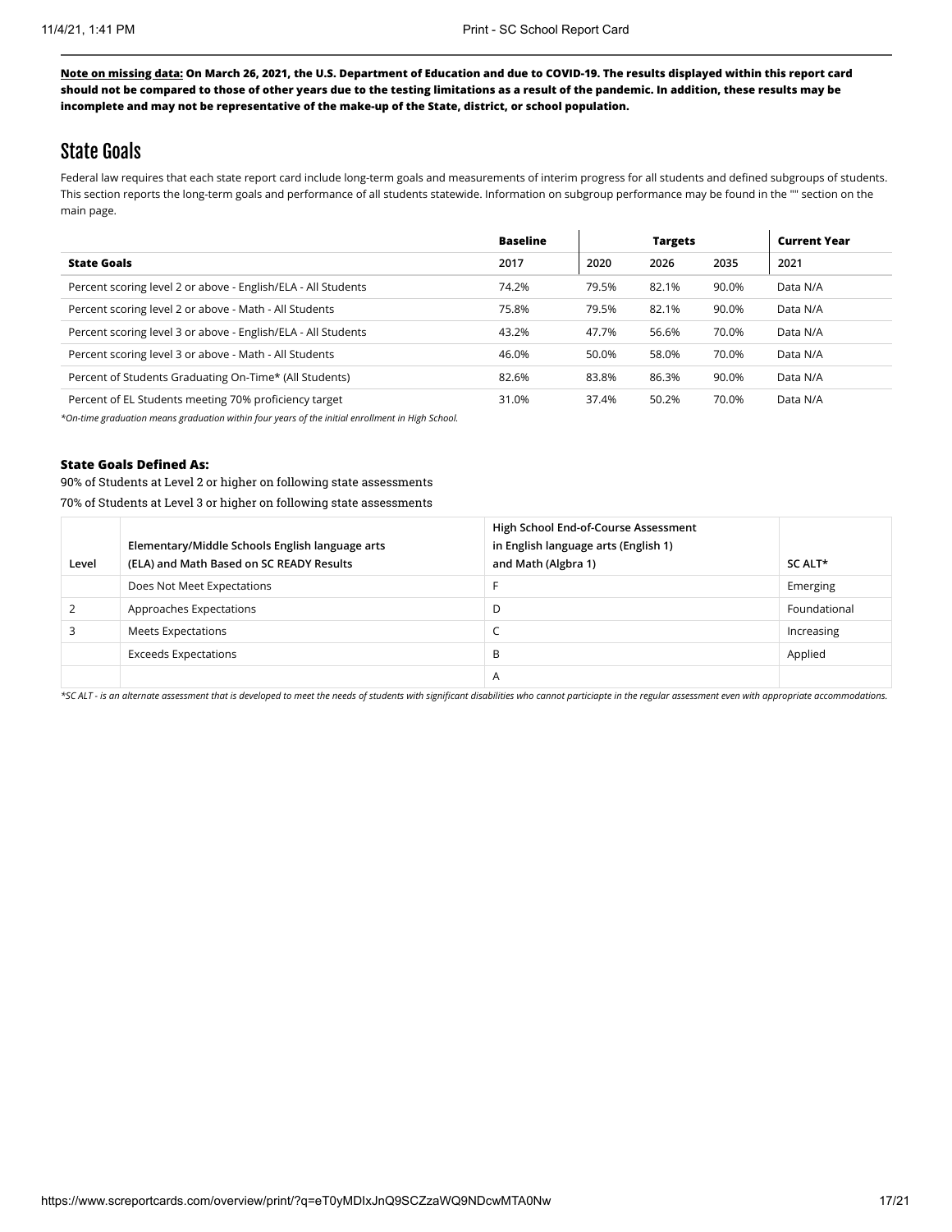**<u>Note on missing data:</u> On March 26, 2021, the U.S. Department of Education and due to COVID-19. The results displayed within this report card should not be compared to those of other years due to the testing limitations as a result of the pandemic. In addition, these results may be incomplete and may not be representative of the make-up of the State, district, or school population.**

## State Goals

Federal law requires that each state report card include long-term goals and measurements of interim progress for all students and defined subgroups of students. This section reports the long-term goals and performance of all students statewide. Information on subgroup performance may be found in the "" section on the main page.

| | Baseline | Targets | | | Current Year |
|---|---|---|---|---|---|
| **State Goals** | **2017** | **2020** | **2026** | **2035** | **2021** |
| Percent scoring level 2 or above - English/ELA - All Students | 74.2% | 79.5% | 82.1% | 90.0% | Data N/A |
| Percent scoring level 2 or above - Math - All Students | 75.8% | 79.5% | 82.1% | 90.0% | Data N/A |
| Percent scoring level 3 or above - English/ELA - All Students | 43.2% | 47.7% | 56.6% | 70.0% | Data N/A |
| Percent scoring level 3 or above - Math - All Students | 46.0% | 50.0% | 58.0% | 70.0% | Data N/A |
| Percent of Students Graduating On-Time* (All Students) | 82.6% | 83.8% | 86.3% | 90.0% | Data N/A |
| Percent of EL Students meeting 70% proficiency target | 31.0% | 37.4% | 50.2% | 70.0% | Data N/A |

*\*On-time graduation means graduation within four years of the initial enrollment in High School.*

**State Goals Defined As:**

90% of Students at Level 2 or higher on following state assessments

70% of Students at Level 3 or higher on following state assessments

| Level | Elementary/Middle Schools English language arts (ELA) and Math Based on SC READY Results | High School End-of-Course Assessment in English language arts (English 1) and Math (Algbra 1) | SC ALT* |
|---|---|---|---|
| | Does Not Meet Expectations | F | Emerging |
| 2 | Approaches Expectations | D | Foundational |
| 3 | Meets Expectations | C | Increasing |
| | Exceeds Expectations | B | Applied |
| | | A | |

*\*SC ALT - is an alternate assessment that is developed to meet the needs of students with significant disabilities who cannot particiapte in the regular assessment even with appropriate accommodations.*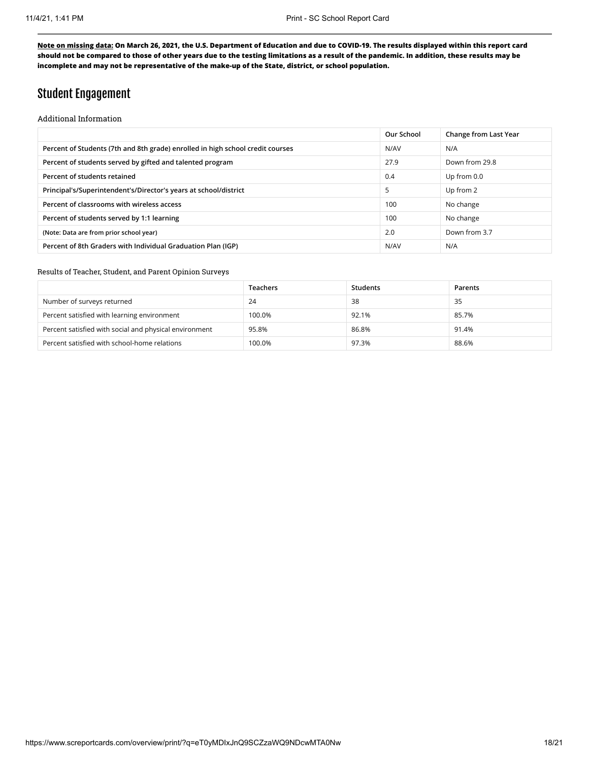**<u>Note on missing data:</u> On March 26, 2021, the U.S. Department of Education and due to COVID-19. The results displayed within this report card should not be compared to those of other years due to the testing limitations as a result of the pandemic. In addition, these results may be incomplete and may not be representative of the make-up of the State, district, or school population.**

# Student Engagement

### Additional Information

| | Our School | Change from Last Year |
|---|---|---|
| **Percent of Students (7th and 8th grade) enrolled in high school credit courses** | N/AV | N/A |
| **Percent of students served by gifted and talented program** | 27.9 | Down from 29.8 |
| **Percent of students retained** | 0.4 | Up from 0.0 |
| **Principal's/Superintendent's/Director's years at school/district** | 5 | Up from 2 |
| **Percent of classrooms with wireless access** | 100 | No change |
| **Percent of students served by 1:1 learning** | 100 | No change |
| **(Note: Data are from prior school year)** | 2.0 | Down from 3.7 |
| **Percent of 8th Graders with Individual Graduation Plan (IGP)** | N/AV | N/A |

### Results of Teacher, Student, and Parent Opinion Surveys

| | Teachers | Students | Parents |
|---|---|---|---|
| Number of surveys returned | 24 | 38 | 35 |
| Percent satisfied with learning environment | 100.0% | 92.1% | 85.7% |
| Percent satisfied with social and physical environment | 95.8% | 86.8% | 91.4% |
| Percent satisfied with school-home relations | 100.0% | 97.3% | 88.6% |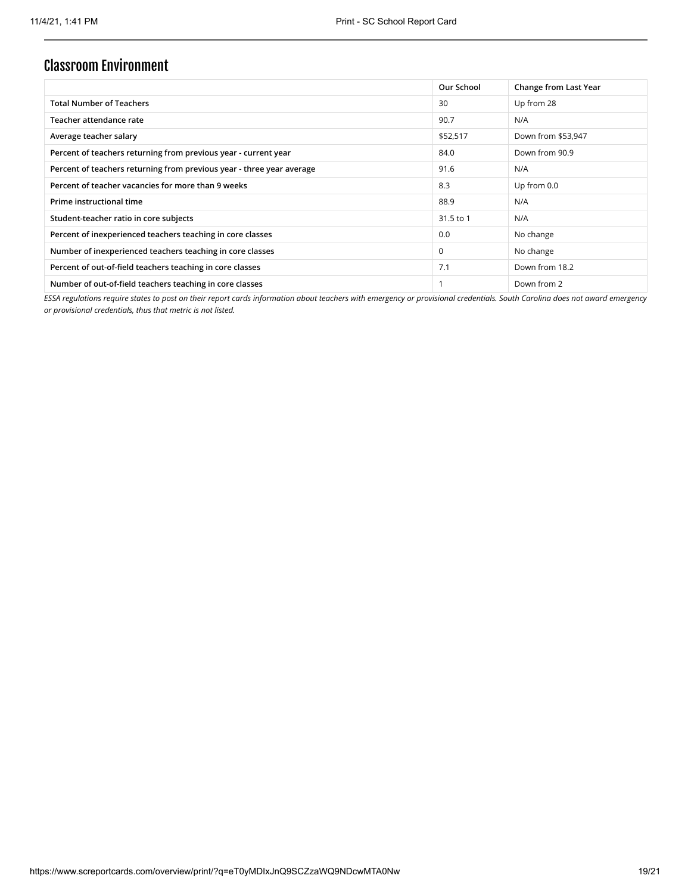## Classroom Environment

| | Our School | Change from Last Year |
|---|---|---|
| Total Number of Teachers | 30 | Up from 28 |
| Teacher attendance rate | 90.7 | N/A |
| Average teacher salary | $52,517 | Down from $53,947 |
| Percent of teachers returning from previous year - current year | 84.0 | Down from 90.9 |
| Percent of teachers returning from previous year - three year average | 91.6 | N/A |
| Percent of teacher vacancies for more than 9 weeks | 8.3 | Up from 0.0 |
| Prime instructional time | 88.9 | N/A |
| Student-teacher ratio in core subjects | 31.5 to 1 | N/A |
| Percent of inexperienced teachers teaching in core classes | 0.0 | No change |
| Number of inexperienced teachers teaching in core classes | 0 | No change |
| Percent of out-of-field teachers teaching in core classes | 7.1 | Down from 18.2 |
| Number of out-of-field teachers teaching in core classes | 1 | Down from 2 |

*ESSA regulations require states to post on their report cards information about teachers with emergency or provisional credentials. South Carolina does not award emergency or provisional credentials, thus that metric is not listed.*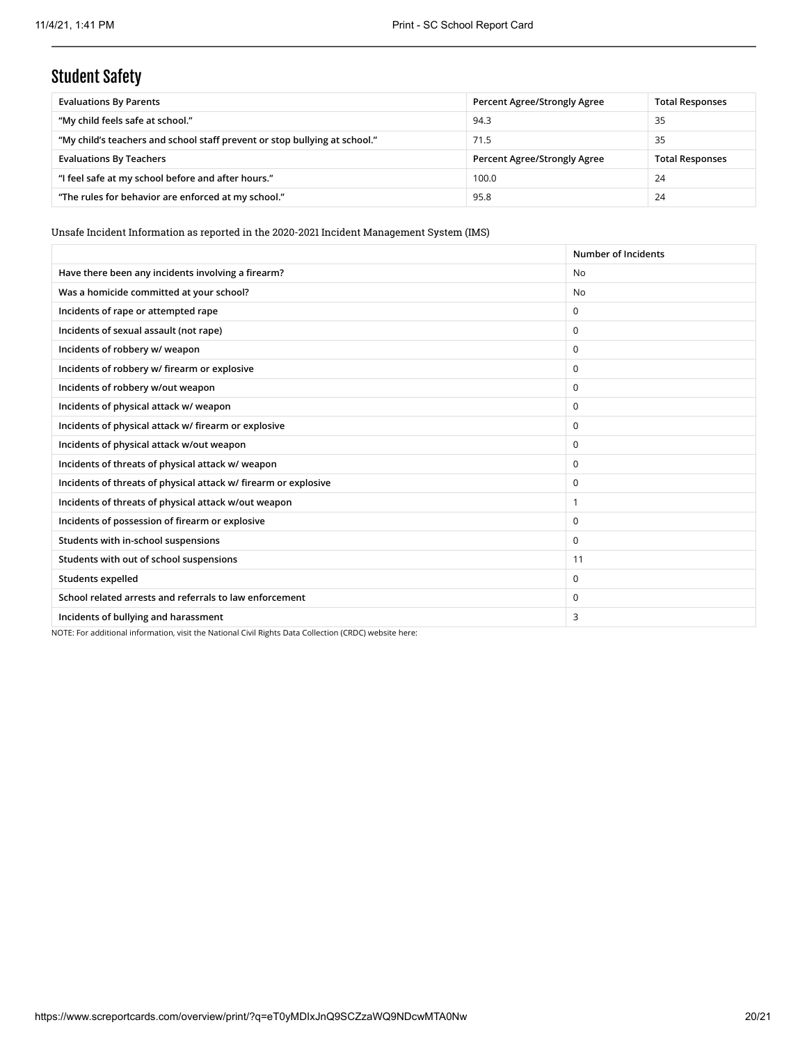## Student Safety

| Evaluations By Parents | Percent Agree/Strongly Agree | Total Responses |
|---|---|---|
| "My child feels safe at school." | 94.3 | 35 |
| "My child's teachers and school staff prevent or stop bullying at school." | 71.5 | 35 |
| **Evaluations By Teachers** | **Percent Agree/Strongly Agree** | **Total Responses** |
| "I feel safe at my school before and after hours." | 100.0 | 24 |
| "The rules for behavior are enforced at my school." | 95.8 | 24 |

Unsafe Incident Information as reported in the 2020-2021 Incident Management System (IMS)

| | Number of Incidents |
|---|---|
| Have there been any incidents involving a firearm? | No |
| Was a homicide committed at your school? | No |
| Incidents of rape or attempted rape | 0 |
| Incidents of sexual assault (not rape) | 0 |
| Incidents of robbery w/ weapon | 0 |
| Incidents of robbery w/ firearm or explosive | 0 |
| Incidents of robbery w/out weapon | 0 |
| Incidents of physical attack w/ weapon | 0 |
| Incidents of physical attack w/ firearm or explosive | 0 |
| Incidents of physical attack w/out weapon | 0 |
| Incidents of threats of physical attack w/ weapon | 0 |
| Incidents of threats of physical attack w/ firearm or explosive | 0 |
| Incidents of threats of physical attack w/out weapon | 1 |
| Incidents of possession of firearm or explosive | 0 |
| Students with in-school suspensions | 0 |
| Students with out of school suspensions | 11 |
| Students expelled | 0 |
| School related arrests and referrals to law enforcement | 0 |
| Incidents of bullying and harassment | 3 |

NOTE: For additional information, visit the National Civil Rights Data Collection (CRDC) website here: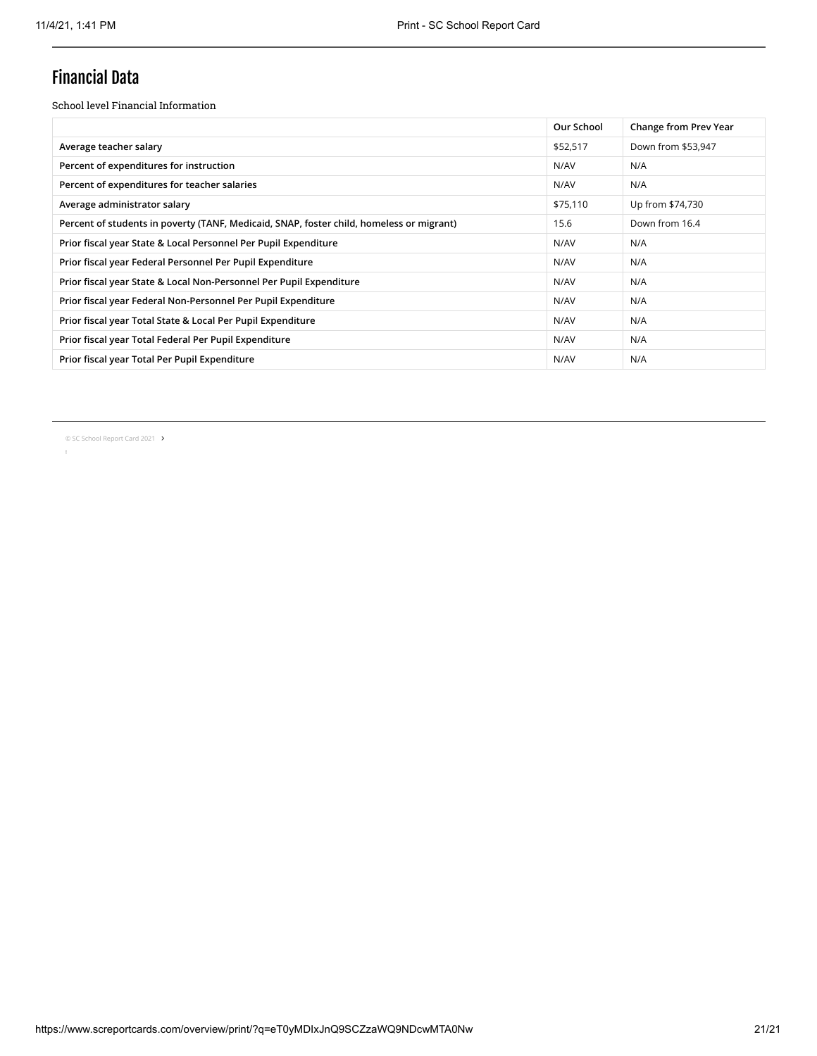## Financial Data

School level Financial Information

| | Our School | Change from Prev Year |
|---|---|---|
| Average teacher salary | $52,517 | Down from $53,947 |
| Percent of expenditures for instruction | N/AV | N/A |
| Percent of expenditures for teacher salaries | N/AV | N/A |
| Average administrator salary | $75,110 | Up from $74,730 |
| Percent of students in poverty (TANF, Medicaid, SNAP, foster child, homeless or migrant) | 15.6 | Down from 16.4 |
| Prior fiscal year State & Local Personnel Per Pupil Expenditure | N/AV | N/A |
| Prior fiscal year Federal Personnel Per Pupil Expenditure | N/AV | N/A |
| Prior fiscal year State & Local Non-Personnel Per Pupil Expenditure | N/AV | N/A |
| Prior fiscal year Federal Non-Personnel Per Pupil Expenditure | N/AV | N/A |
| Prior fiscal year Total State & Local Per Pupil Expenditure | N/AV | N/A |
| Prior fiscal year Total Federal Per Pupil Expenditure | N/AV | N/A |
| Prior fiscal year Total Per Pupil Expenditure | N/AV | N/A |

© SC School Report Card 2021